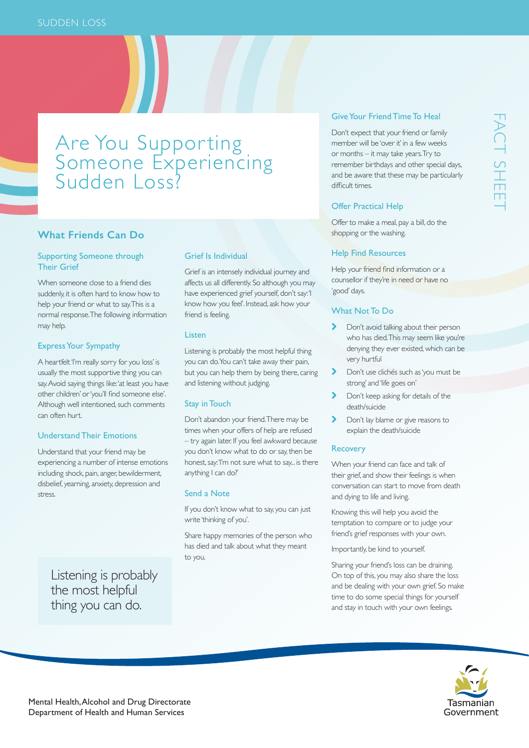SUDDEN LOSS

FACT SHEET

# Are You Supporting Someone Experiencing Sudden Loss?

## What Friends Can Do

### Supporting Someone through Their Grief

When someone close to a friend dies suddenly, it is often hard to know how to help your friend or what to say. This is a normal response. The following information may help.

### Express Your Sympathy

A heartfelt 'I'm really sorry for you loss' is usually the most supportive thing you can say. Avoid saying things like: 'at least you have other children' or 'you'll find someone else'. Although well intentioned, such comments can often hurt.

### Understand Their Emotions

Understand that your friend may be experiencing a number of intense emotions including shock, pain, anger, bewilderment, disbelief, yearning, anxiety, depression and stress.

> Listening is probably the most helpful thing you can do.

### Grief Is Individual

Grief is an intensely individual journey and affects us all differently. So although you may have experienced grief yourself, don't say: 'I know how you feel'. Instead, ask how your friend is feeling.

### Listen

Listening is probably the most helpful thing you can do. You can't take away their pain, but you can help them by being there, caring and listening without judging.

### Stay in Touch

Don't abandon your friend. There may be times when your offers of help are refused – try again later. If you feel awkward because you don't know what to do or say, then be honest, say: 'I'm not sure what to say... is there anything I can do?'

### Send a Note

If you don't know what to say, you can just write 'thinking of you'.

Share happy memories of the person who has died and talk about what they meant to you.

### Give Your Friend Time To Heal

Don't expect that your friend or family member will be 'over it' in a few weeks or months – it may take years. Try to remember birthdays and other special days, and be aware that these may be particularly difficult times.

### Offer Practical Help

Offer to make a meal, pay a bill, do the shopping or the washing.

### Help Find Resources

Help your friend find information or a counsellor if they're in need or have no 'good' days.

### What Not To Do

- Don't avoid talking about their person who has died. This may seem like you're denying they ever existed, which can be very hurtful
- Don't use clichés such as 'you must be strong' and 'life goes on'
- Don't keep asking for details of the death/suicide
- Don't lay blame or give reasons to explain the death/suicide

### Recovery

When your friend can face and talk of their grief, and show their feelings is when conversation can start to move from death and dying to life and living.

Knowing this will help you avoid the temptation to compare or to judge your friend's grief responses with your own.

Importantly, be kind to yourself.

Sharing your friend's loss can be draining. On top of this, you may also share the loss and be dealing with your own grief. So make time to do some special things for yourself and stay in touch with your own feelings.

Mental Health, Alcohol and Drug Directorate
Department of Health and Human Services

Tasmanian Government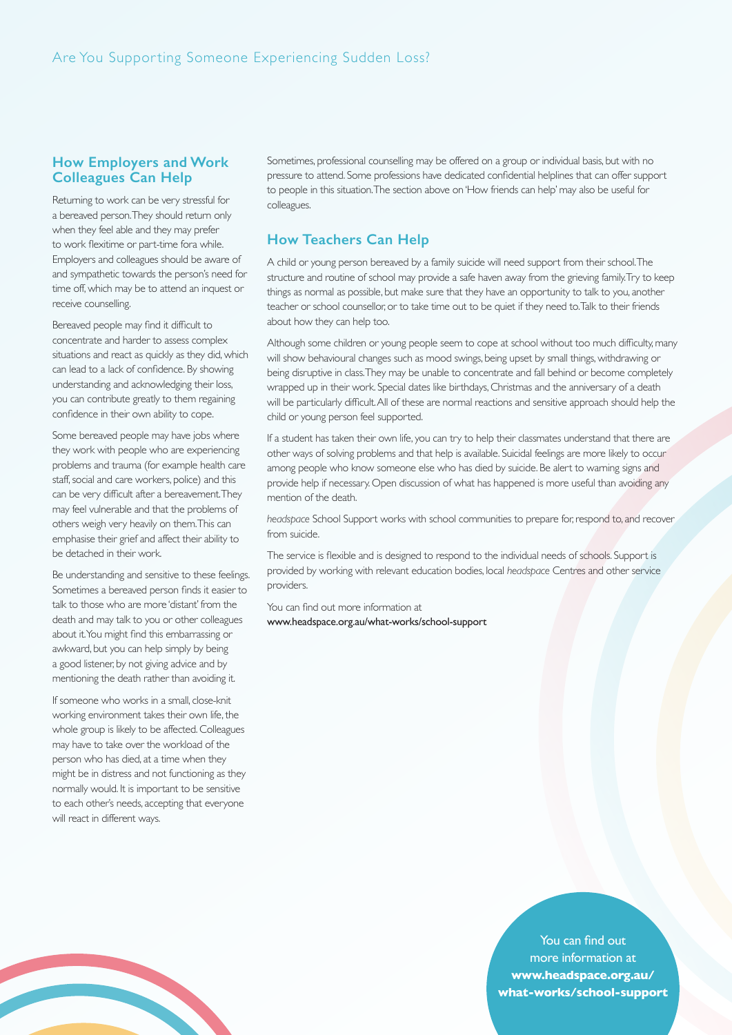## How Employers and Work Colleagues Can Help

Returning to work can be very stressful for a bereaved person. They should return only when they feel able and they may prefer to work flexitime or part-time fora while. Employers and colleagues should be aware of and sympathetic towards the person's need for time off, which may be to attend an inquest or receive counselling.

Bereaved people may find it difficult to concentrate and harder to assess complex situations and react as quickly as they did, which can lead to a lack of confidence. By showing understanding and acknowledging their loss, you can contribute greatly to them regaining confidence in their own ability to cope.

Some bereaved people may have jobs where they work with people who are experiencing problems and trauma (for example health care staff, social and care workers, police) and this can be very difficult after a bereavement. They may feel vulnerable and that the problems of others weigh very heavily on them. This can emphasise their grief and affect their ability to be detached in their work.

Be understanding and sensitive to these feelings. Sometimes a bereaved person finds it easier to talk to those who are more 'distant' from the death and may talk to you or other colleagues about it. You might find this embarrassing or awkward, but you can help simply by being a good listener, by not giving advice and by mentioning the death rather than avoiding it.

If someone who works in a small, close-knit working environment takes their own life, the whole group is likely to be affected. Colleagues may have to take over the workload of the person who has died, at a time when they might be in distress and not functioning as they normally would. It is important to be sensitive to each other's needs, accepting that everyone will react in different ways.

Sometimes, professional counselling may be offered on a group or individual basis, but with no pressure to attend. Some professions have dedicated confidential helplines that can offer support to people in this situation. The section above on 'How friends can help' may also be useful for colleagues.

## How Teachers Can Help

A child or young person bereaved by a family suicide will need support from their school. The structure and routine of school may provide a safe haven away from the grieving family. Try to keep things as normal as possible, but make sure that they have an opportunity to talk to you, another teacher or school counsellor, or to take time out to be quiet if they need to. Talk to their friends about how they can help too.

Although some children or young people seem to cope at school without too much difficulty, many will show behavioural changes such as mood swings, being upset by small things, withdrawing or being disruptive in class. They may be unable to concentrate and fall behind or become completely wrapped up in their work. Special dates like birthdays, Christmas and the anniversary of a death will be particularly difficult. All of these are normal reactions and sensitive approach should help the child or young person feel supported.

If a student has taken their own life, you can try to help their classmates understand that there are other ways of solving problems and that help is available. Suicidal feelings are more likely to occur among people who know someone else who has died by suicide. Be alert to warning signs and provide help if necessary. Open discussion of what has happened is more useful than avoiding any mention of the death.

*headspace* School Support works with school communities to prepare for, respond to, and recover from suicide.

The service is flexible and is designed to respond to the individual needs of schools. Support is provided by working with relevant education bodies, local *headspace* Centres and other service providers.

You can find out more information at
www.headspace.org.au/what-works/school-support

You can find out more information at
**www.headspace.org.au/what-works/school-support**